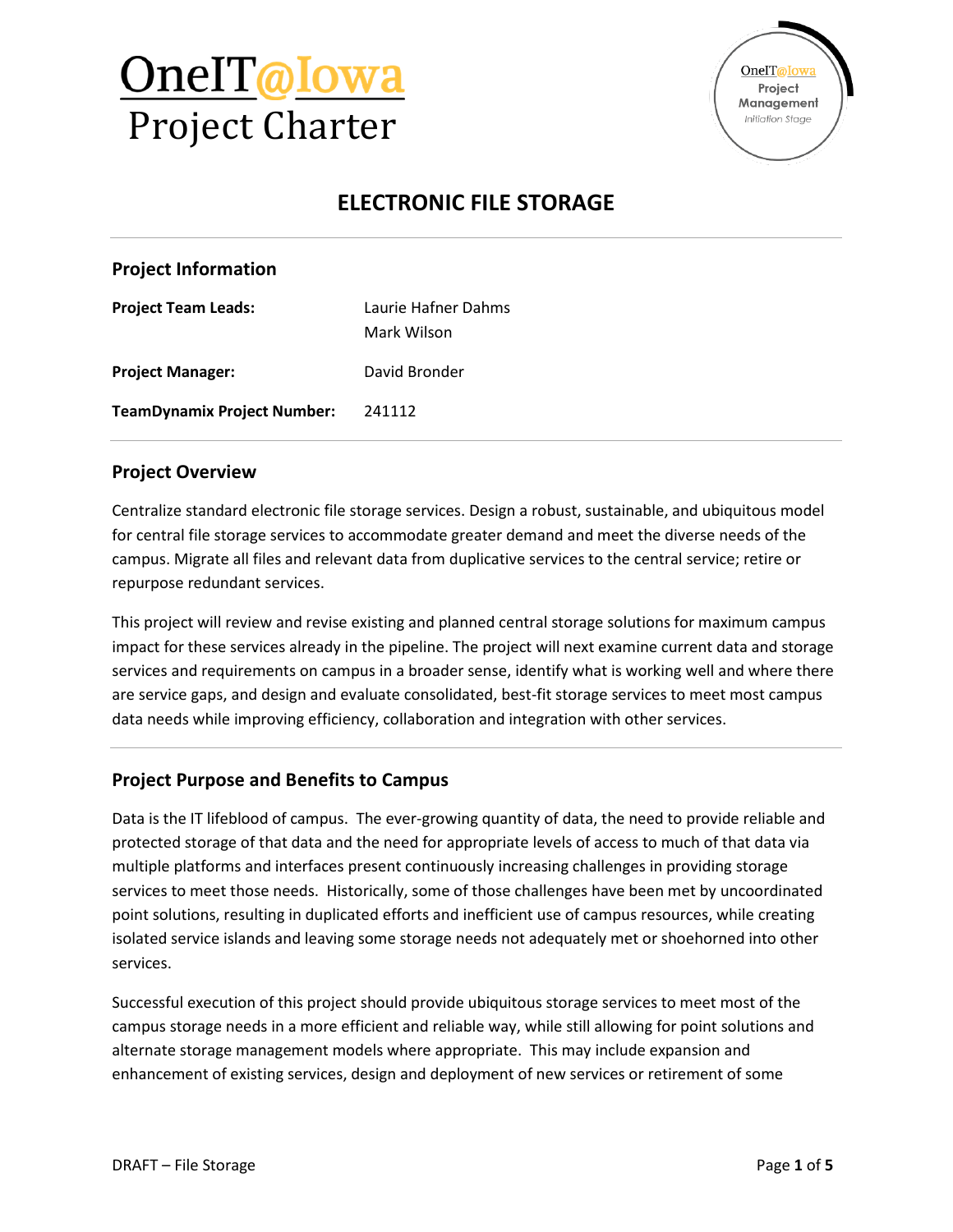# OneIT@Iowa Project Charter

## ELECTRONIC FILE STORAGE

### Project Information

**Project Team Leads:** Laurie Hafner Dahms
Mark Wilson

**Project Manager:** David Bronder

**TeamDynamix Project Number:** 241112

### Project Overview

Centralize standard electronic file storage services. Design a robust, sustainable, and ubiquitous model for central file storage services to accommodate greater demand and meet the diverse needs of the campus. Migrate all files and relevant data from duplicative services to the central service; retire or repurpose redundant services.

This project will review and revise existing and planned central storage solutions for maximum campus impact for these services already in the pipeline. The project will next examine current data and storage services and requirements on campus in a broader sense, identify what is working well and where there are service gaps, and design and evaluate consolidated, best-fit storage services to meet most campus data needs while improving efficiency, collaboration and integration with other services.

### Project Purpose and Benefits to Campus

Data is the IT lifeblood of campus. The ever-growing quantity of data, the need to provide reliable and protected storage of that data and the need for appropriate levels of access to much of that data via multiple platforms and interfaces present continuously increasing challenges in providing storage services to meet those needs. Historically, some of those challenges have been met by uncoordinated point solutions, resulting in duplicated efforts and inefficient use of campus resources, while creating isolated service islands and leaving some storage needs not adequately met or shoehorned into other services.

Successful execution of this project should provide ubiquitous storage services to meet most of the campus storage needs in a more efficient and reliable way, while still allowing for point solutions and alternate storage management models where appropriate. This may include expansion and enhancement of existing services, design and deployment of new services or retirement of some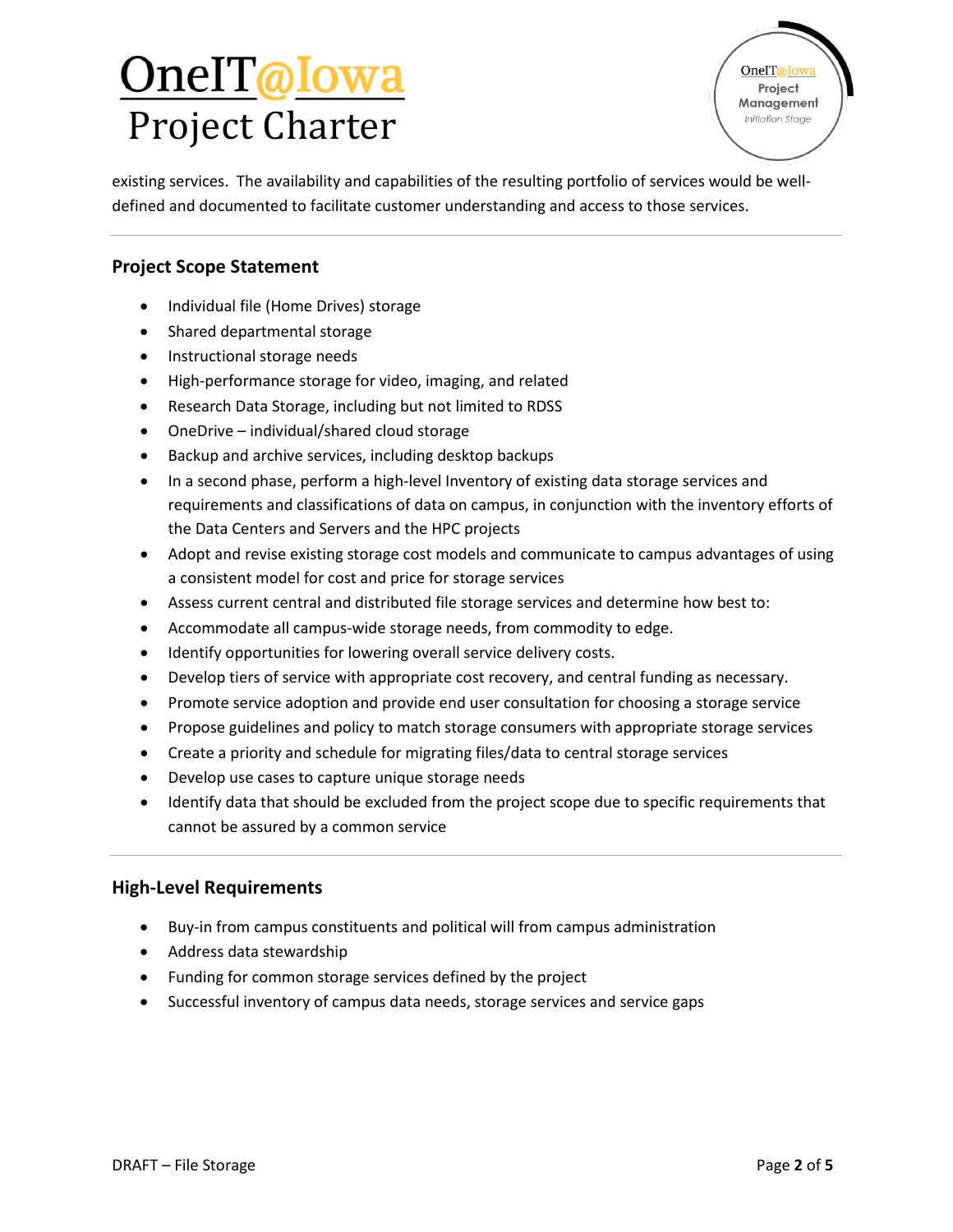existing services. The availability and capabilities of the resulting portfolio of services would be well-defined and documented to facilitate customer understanding and access to those services.

## Project Scope Statement

- Individual file (Home Drives) storage
- Shared departmental storage
- Instructional storage needs
- High-performance storage for video, imaging, and related
- Research Data Storage, including but not limited to RDSS
- OneDrive – individual/shared cloud storage
- Backup and archive services, including desktop backups
- In a second phase, perform a high-level Inventory of existing data storage services and requirements and classifications of data on campus, in conjunction with the inventory efforts of the Data Centers and Servers and the HPC projects
- Adopt and revise existing storage cost models and communicate to campus advantages of using a consistent model for cost and price for storage services
- Assess current central and distributed file storage services and determine how best to:
- Accommodate all campus-wide storage needs, from commodity to edge.
- Identify opportunities for lowering overall service delivery costs.
- Develop tiers of service with appropriate cost recovery, and central funding as necessary.
- Promote service adoption and provide end user consultation for choosing a storage service
- Propose guidelines and policy to match storage consumers with appropriate storage services
- Create a priority and schedule for migrating files/data to central storage services
- Develop use cases to capture unique storage needs
- Identify data that should be excluded from the project scope due to specific requirements that cannot be assured by a common service

## High-Level Requirements

- Buy-in from campus constituents and political will from campus administration
- Address data stewardship
- Funding for common storage services defined by the project
- Successful inventory of campus data needs, storage services and service gaps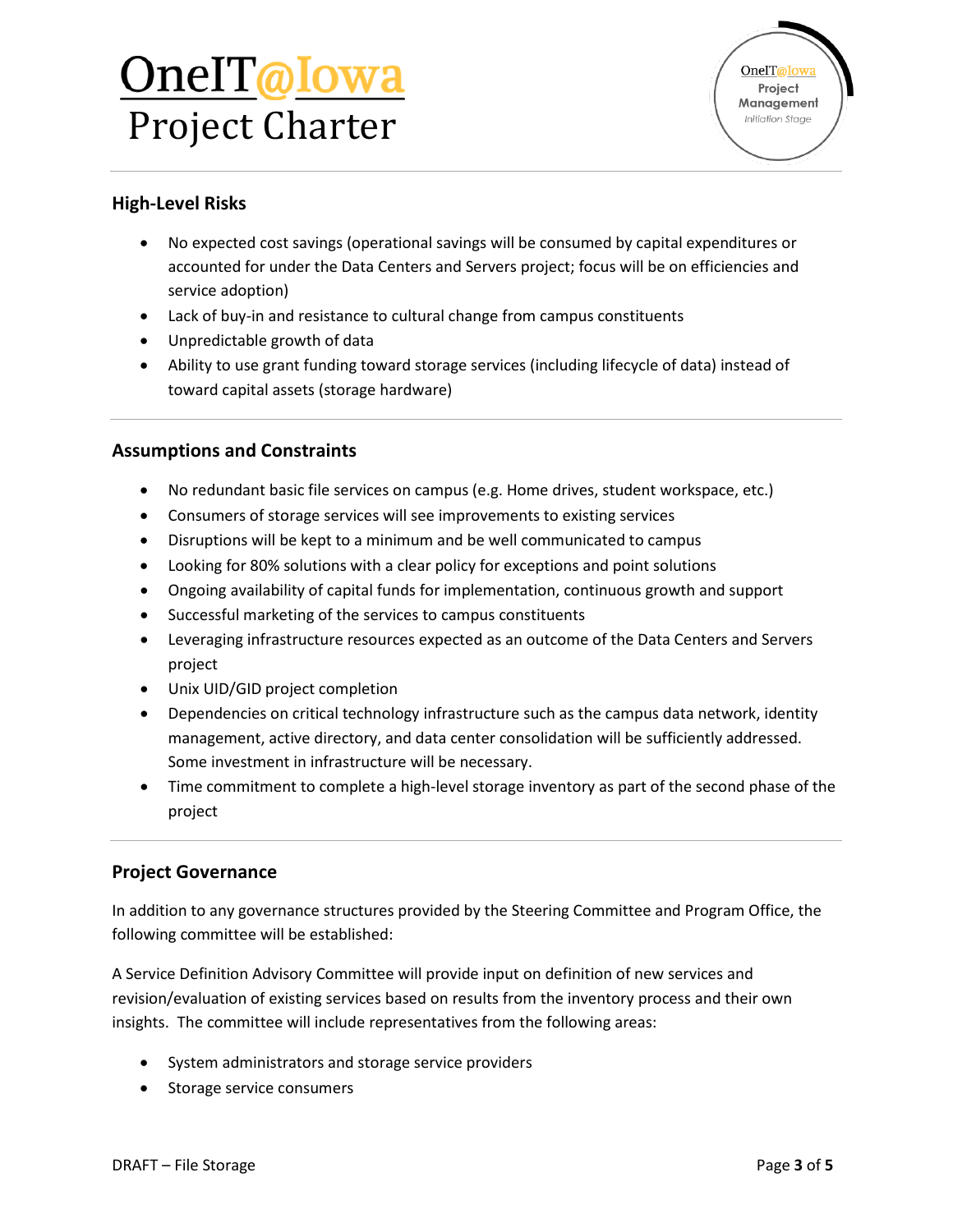## High-Level Risks

- No expected cost savings (operational savings will be consumed by capital expenditures or accounted for under the Data Centers and Servers project; focus will be on efficiencies and service adoption)
- Lack of buy-in and resistance to cultural change from campus constituents
- Unpredictable growth of data
- Ability to use grant funding toward storage services (including lifecycle of data) instead of toward capital assets (storage hardware)

## Assumptions and Constraints

- No redundant basic file services on campus (e.g. Home drives, student workspace, etc.)
- Consumers of storage services will see improvements to existing services
- Disruptions will be kept to a minimum and be well communicated to campus
- Looking for 80% solutions with a clear policy for exceptions and point solutions
- Ongoing availability of capital funds for implementation, continuous growth and support
- Successful marketing of the services to campus constituents
- Leveraging infrastructure resources expected as an outcome of the Data Centers and Servers project
- Unix UID/GID project completion
- Dependencies on critical technology infrastructure such as the campus data network, identity management, active directory, and data center consolidation will be sufficiently addressed. Some investment in infrastructure will be necessary.
- Time commitment to complete a high-level storage inventory as part of the second phase of the project

## Project Governance

In addition to any governance structures provided by the Steering Committee and Program Office, the following committee will be established:

A Service Definition Advisory Committee will provide input on definition of new services and revision/evaluation of existing services based on results from the inventory process and their own insights. The committee will include representatives from the following areas:

- System administrators and storage service providers
- Storage service consumers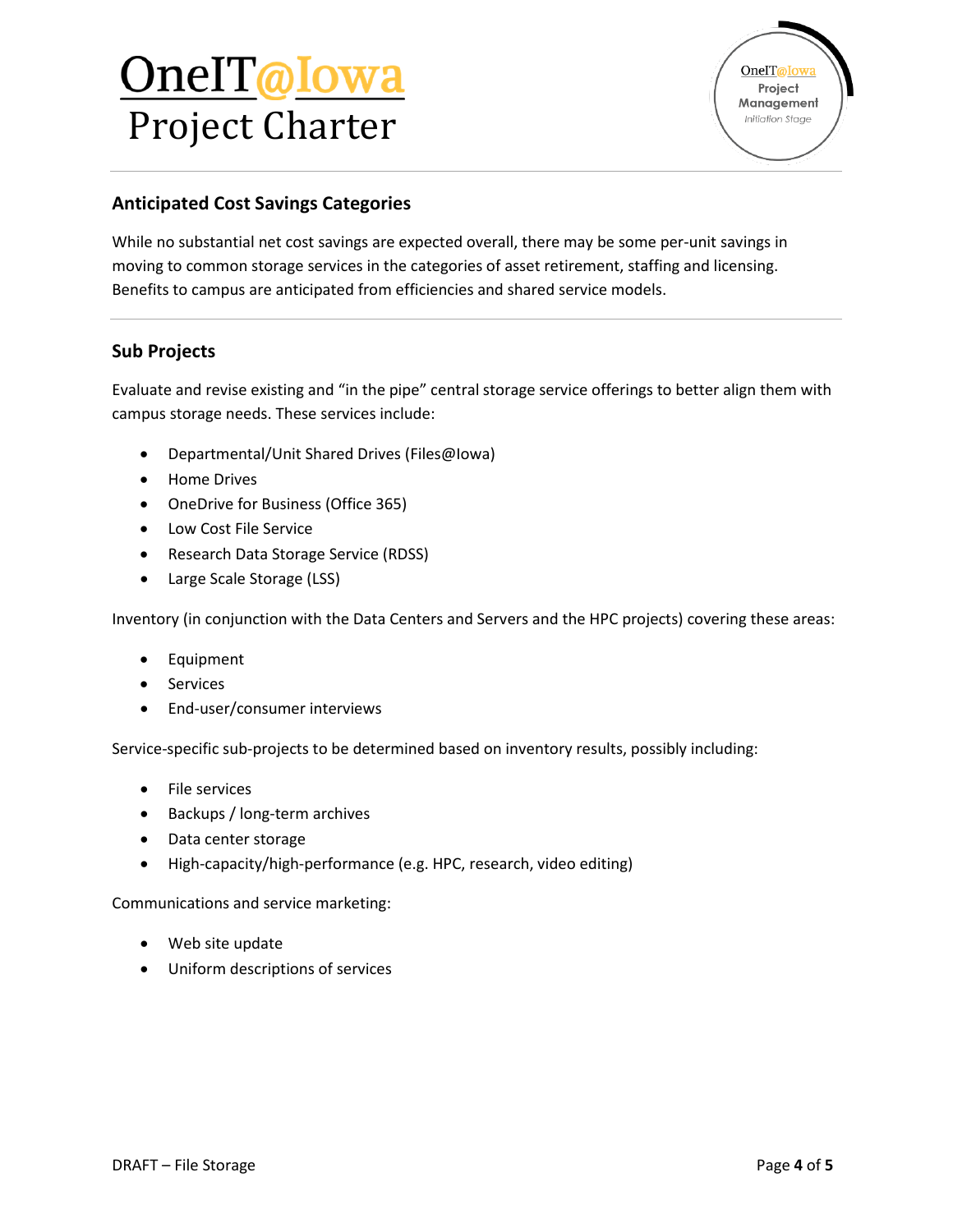## Anticipated Cost Savings Categories

While no substantial net cost savings are expected overall, there may be some per-unit savings in moving to common storage services in the categories of asset retirement, staffing and licensing. Benefits to campus are anticipated from efficiencies and shared service models.

## Sub Projects

Evaluate and revise existing and "in the pipe" central storage service offerings to better align them with campus storage needs. These services include:

- Departmental/Unit Shared Drives (Files@Iowa)
- Home Drives
- OneDrive for Business (Office 365)
- Low Cost File Service
- Research Data Storage Service (RDSS)
- Large Scale Storage (LSS)

Inventory (in conjunction with the Data Centers and Servers and the HPC projects) covering these areas:

- Equipment
- Services
- End-user/consumer interviews

Service-specific sub-projects to be determined based on inventory results, possibly including:

- File services
- Backups / long-term archives
- Data center storage
- High-capacity/high-performance (e.g. HPC, research, video editing)

Communications and service marketing:

- Web site update
- Uniform descriptions of services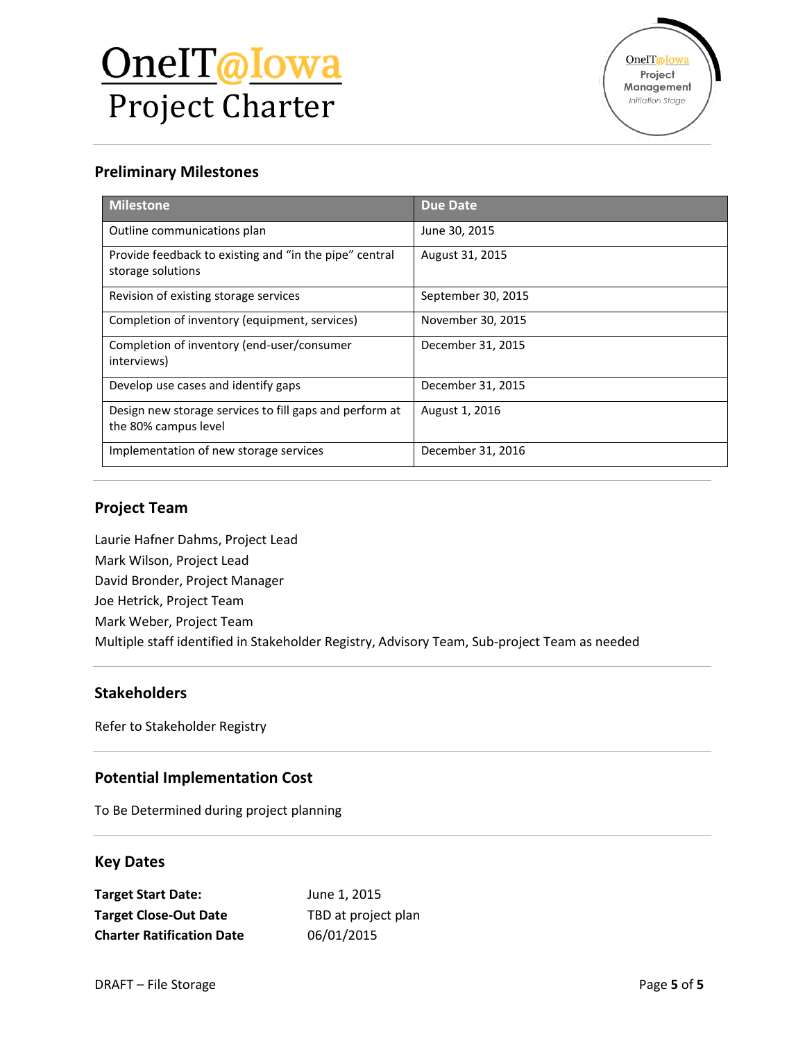## Preliminary Milestones

| Milestone | Due Date |
| --- | --- |
| Outline communications plan | June 30, 2015 |
| Provide feedback to existing and "in the pipe" central storage solutions | August 31, 2015 |
| Revision of existing storage services | September 30, 2015 |
| Completion of inventory (equipment, services) | November 30, 2015 |
| Completion of inventory (end-user/consumer interviews) | December 31, 2015 |
| Develop use cases and identify gaps | December 31, 2015 |
| Design new storage services to fill gaps and perform at the 80% campus level | August 1, 2016 |
| Implementation of new storage services | December 31, 2016 |

## Project Team

Laurie Hafner Dahms, Project Lead
Mark Wilson, Project Lead
David Bronder, Project Manager
Joe Hetrick, Project Team
Mark Weber, Project Team
Multiple staff identified in Stakeholder Registry, Advisory Team, Sub-project Team as needed

## Stakeholders

Refer to Stakeholder Registry

## Potential Implementation Cost

To Be Determined during project planning

## Key Dates

**Target Start Date:** June 1, 2015
**Target Close-Out Date** TBD at project plan
**Charter Ratification Date** 06/01/2015